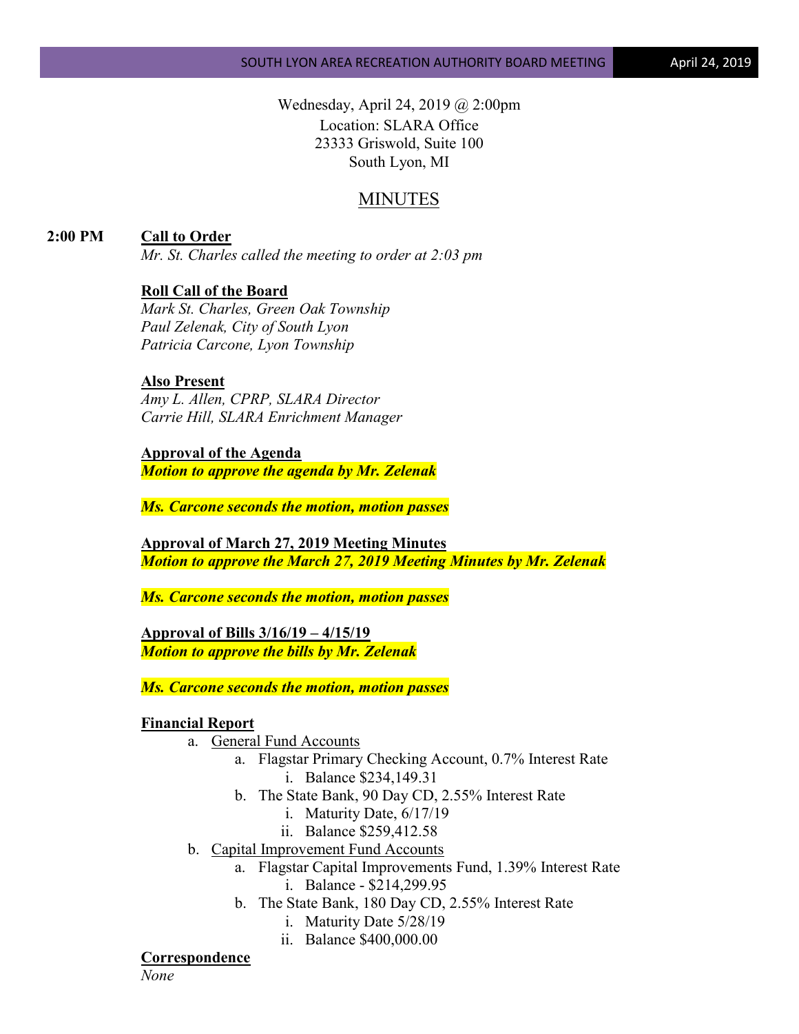Wednesday, April 24, 2019 @ 2:00pm
Location: SLARA Office
23333 Griswold, Suite 100
South Lyon, MI

# MINUTES

**2:00 PM** **Call to Order**

*Mr. St. Charles called the meeting to order at 2:03 pm*

**Roll Call of the Board**

*Mark St. Charles, Green Oak Township*
*Paul Zelenak, City of South Lyon*
*Patricia Carcone, Lyon Township*

**Also Present**

*Amy L. Allen, CPRP, SLARA Director*
*Carrie Hill, SLARA Enrichment Manager*

**Approval of the Agenda**

***Motion to approve the agenda by Mr. Zelenak***

***Ms. Carcone seconds the motion, motion passes***

**Approval of March 27, 2019 Meeting Minutes**

***Motion to approve the March 27, 2019 Meeting Minutes by Mr. Zelenak***

***Ms. Carcone seconds the motion, motion passes***

**Approval of Bills 3/16/19 – 4/15/19**

***Motion to approve the bills by Mr. Zelenak***

***Ms. Carcone seconds the motion, motion passes***

**Financial Report**

a. General Fund Accounts
   a. Flagstar Primary Checking Account, 0.7% Interest Rate
      i. Balance $234,149.31
   b. The State Bank, 90 Day CD, 2.55% Interest Rate
      i. Maturity Date, 6/17/19
      ii. Balance $259,412.58
b. Capital Improvement Fund Accounts
   a. Flagstar Capital Improvements Fund, 1.39% Interest Rate
      i. Balance - $214,299.95
   b. The State Bank, 180 Day CD, 2.55% Interest Rate
      i. Maturity Date 5/28/19
      ii. Balance $400,000.00

**Correspondence**

*None*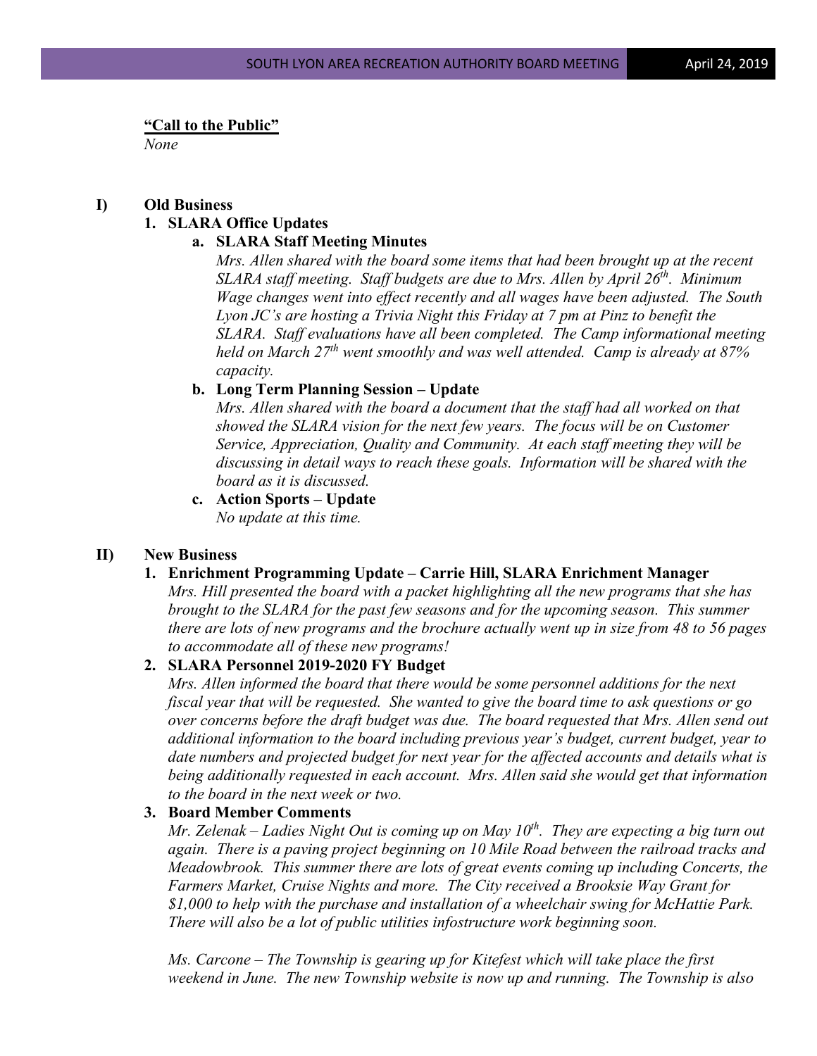**"Call to the Public"**

*None*

**I) Old Business**

**1. SLARA Office Updates**

**a. SLARA Staff Meeting Minutes**

*Mrs. Allen shared with the board some items that had been brought up at the recent SLARA staff meeting. Staff budgets are due to Mrs. Allen by April 26th. Minimum Wage changes went into effect recently and all wages have been adjusted. The South Lyon JC's are hosting a Trivia Night this Friday at 7 pm at Pinz to benefit the SLARA. Staff evaluations have all been completed. The Camp informational meeting held on March 27th went smoothly and was well attended. Camp is already at 87% capacity.*

**b. Long Term Planning Session – Update**

*Mrs. Allen shared with the board a document that the staff had all worked on that showed the SLARA vision for the next few years. The focus will be on Customer Service, Appreciation, Quality and Community. At each staff meeting they will be discussing in detail ways to reach these goals. Information will be shared with the board as it is discussed.*

**c. Action Sports – Update**

*No update at this time.*

**II) New Business**

**1. Enrichment Programming Update – Carrie Hill, SLARA Enrichment Manager**

*Mrs. Hill presented the board with a packet highlighting all the new programs that she has brought to the SLARA for the past few seasons and for the upcoming season. This summer there are lots of new programs and the brochure actually went up in size from 48 to 56 pages to accommodate all of these new programs!*

**2. SLARA Personnel 2019-2020 FY Budget**

*Mrs. Allen informed the board that there would be some personnel additions for the next fiscal year that will be requested. She wanted to give the board time to ask questions or go over concerns before the draft budget was due. The board requested that Mrs. Allen send out additional information to the board including previous year's budget, current budget, year to date numbers and projected budget for next year for the affected accounts and details what is being additionally requested in each account. Mrs. Allen said she would get that information to the board in the next week or two.*

**3. Board Member Comments**

*Mr. Zelenak – Ladies Night Out is coming up on May 10th. They are expecting a big turn out again. There is a paving project beginning on 10 Mile Road between the railroad tracks and Meadowbrook. This summer there are lots of great events coming up including Concerts, the Farmers Market, Cruise Nights and more. The City received a Brooksie Way Grant for $1,000 to help with the purchase and installation of a wheelchair swing for McHattie Park. There will also be a lot of public utilities infostructure work beginning soon.*

*Ms. Carcone – The Township is gearing up for Kitefest which will take place the first weekend in June. The new Township website is now up and running. The Township is also*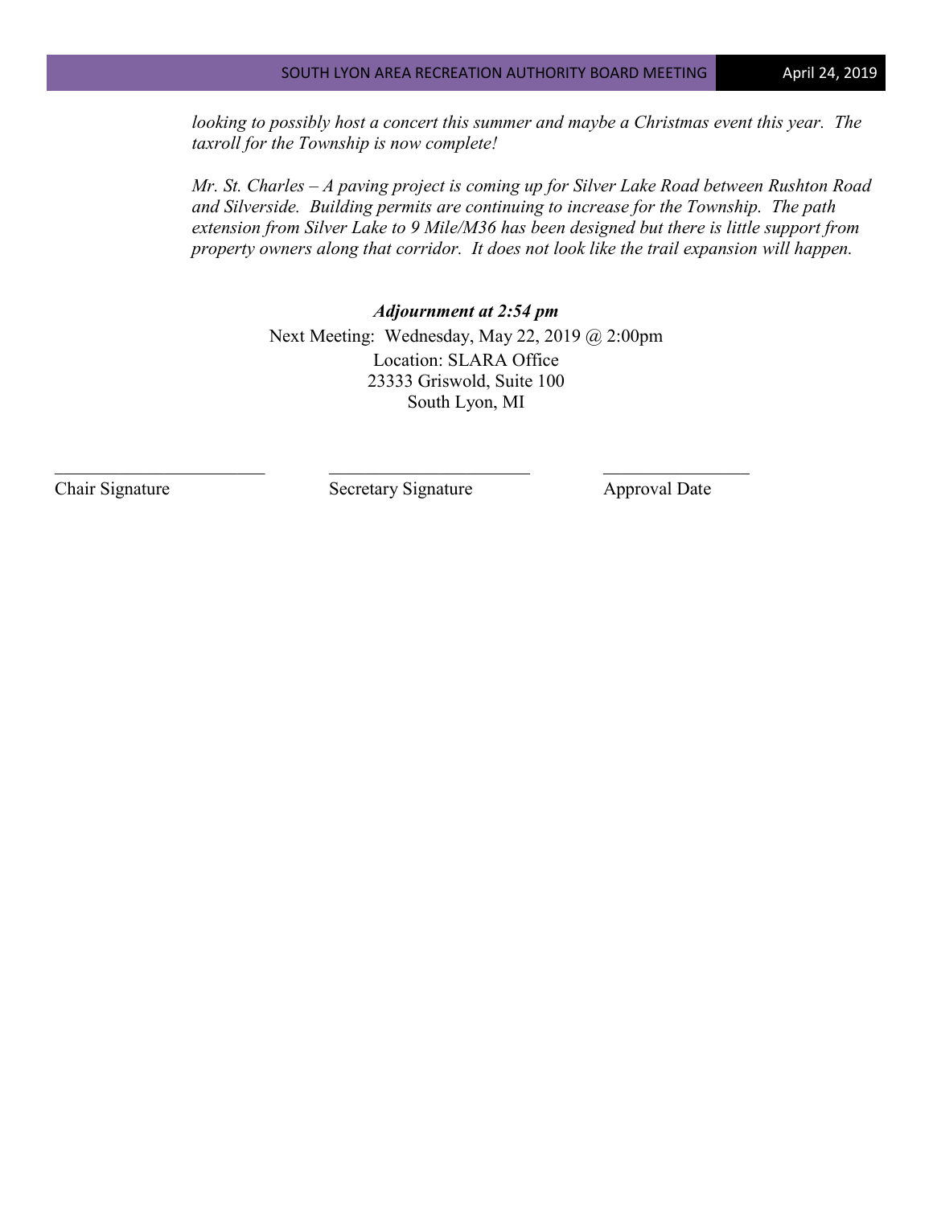*looking to possibly host a concert this summer and maybe a Christmas event this year. The taxroll for the Township is now complete!*

*Mr. St. Charles – A paving project is coming up for Silver Lake Road between Rushton Road and Silverside. Building permits are continuing to increase for the Township. The path extension from Silver Lake to 9 Mile/M36 has been designed but there is little support from property owners along that corridor. It does not look like the trail expansion will happen.*

***Adjournment at 2:54 pm***

Next Meeting: Wednesday, May 22, 2019 @ 2:00pm
Location: SLARA Office
23333 Griswold, Suite 100
South Lyon, MI

\_\_\_\_\_\_\_\_\_\_\_\_\_\_\_\_\_\_\_\_\_\_\_\_ \_\_\_\_\_\_\_\_\_\_\_\_\_\_\_\_\_\_\_\_\_\_\_\_ \_\_\_\_\_\_\_\_\_\_\_\_\_\_\_\_\_\_

Chair Signature Secretary Signature Approval Date